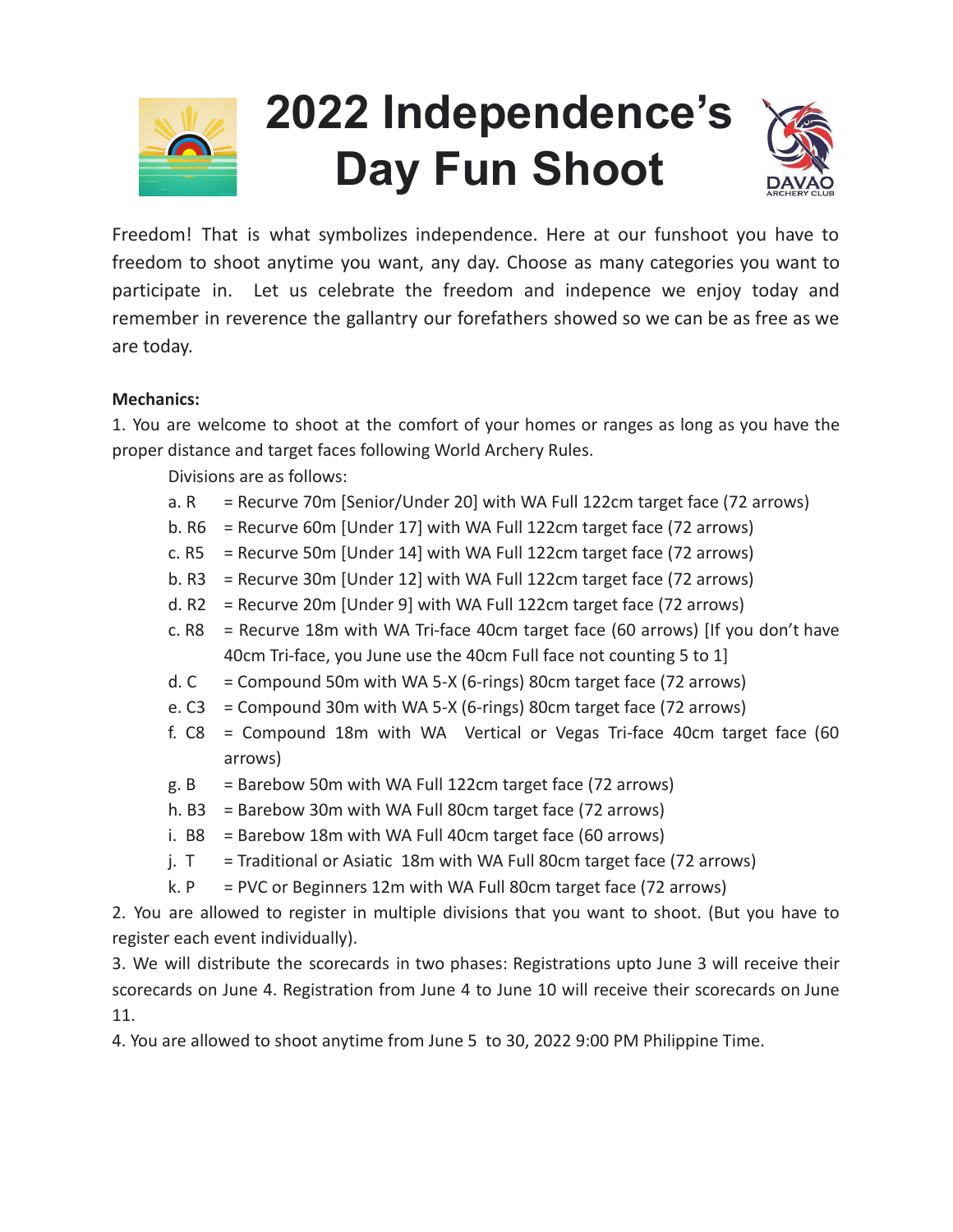# 2022 Independence's Day Fun Shoot

Freedom! That is what symbolizes independence. Here at our funshoot you have to freedom to shoot anytime you want, any day. Choose as many categories you want to participate in. Let us celebrate the freedom and indepence we enjoy today and remember in reverence the gallantry our forefathers showed so we can be as free as we are today.

**Mechanics:**

1. You are welcome to shoot at the comfort of your homes or ranges as long as you have the proper distance and target faces following World Archery Rules.

   Divisions are as follows:

   a. R = Recurve 70m [Senior/Under 20] with WA Full 122cm target face (72 arrows)
   b. R6 = Recurve 60m [Under 17] with WA Full 122cm target face (72 arrows)
   c. R5 = Recurve 50m [Under 14] with WA Full 122cm target face (72 arrows)
   b. R3 = Recurve 30m [Under 12] with WA Full 122cm target face (72 arrows)
   d. R2 = Recurve 20m [Under 9] with WA Full 122cm target face (72 arrows)
   c. R8 = Recurve 18m with WA Tri-face 40cm target face (60 arrows) [If you don't have 40cm Tri-face, you June use the 40cm Full face not counting 5 to 1]
   d. C = Compound 50m with WA 5-X (6-rings) 80cm target face (72 arrows)
   e. C3 = Compound 30m with WA 5-X (6-rings) 80cm target face (72 arrows)
   f. C8 = Compound 18m with WA Vertical or Vegas Tri-face 40cm target face (60 arrows)
   g. B = Barebow 50m with WA Full 122cm target face (72 arrows)
   h. B3 = Barebow 30m with WA Full 80cm target face (72 arrows)
   i. B8 = Barebow 18m with WA Full 40cm target face (60 arrows)
   j. T = Traditional or Asiatic 18m with WA Full 80cm target face (72 arrows)
   k. P = PVC or Beginners 12m with WA Full 80cm target face (72 arrows)

2. You are allowed to register in multiple divisions that you want to shoot. (But you have to register each event individually).

3. We will distribute the scorecards in two phases: Registrations upto June 3 will receive their scorecards on June 4. Registration from June 4 to June 10 will receive their scorecards on June 11.

4. You are allowed to shoot anytime from June 5 to 30, 2022 9:00 PM Philippine Time.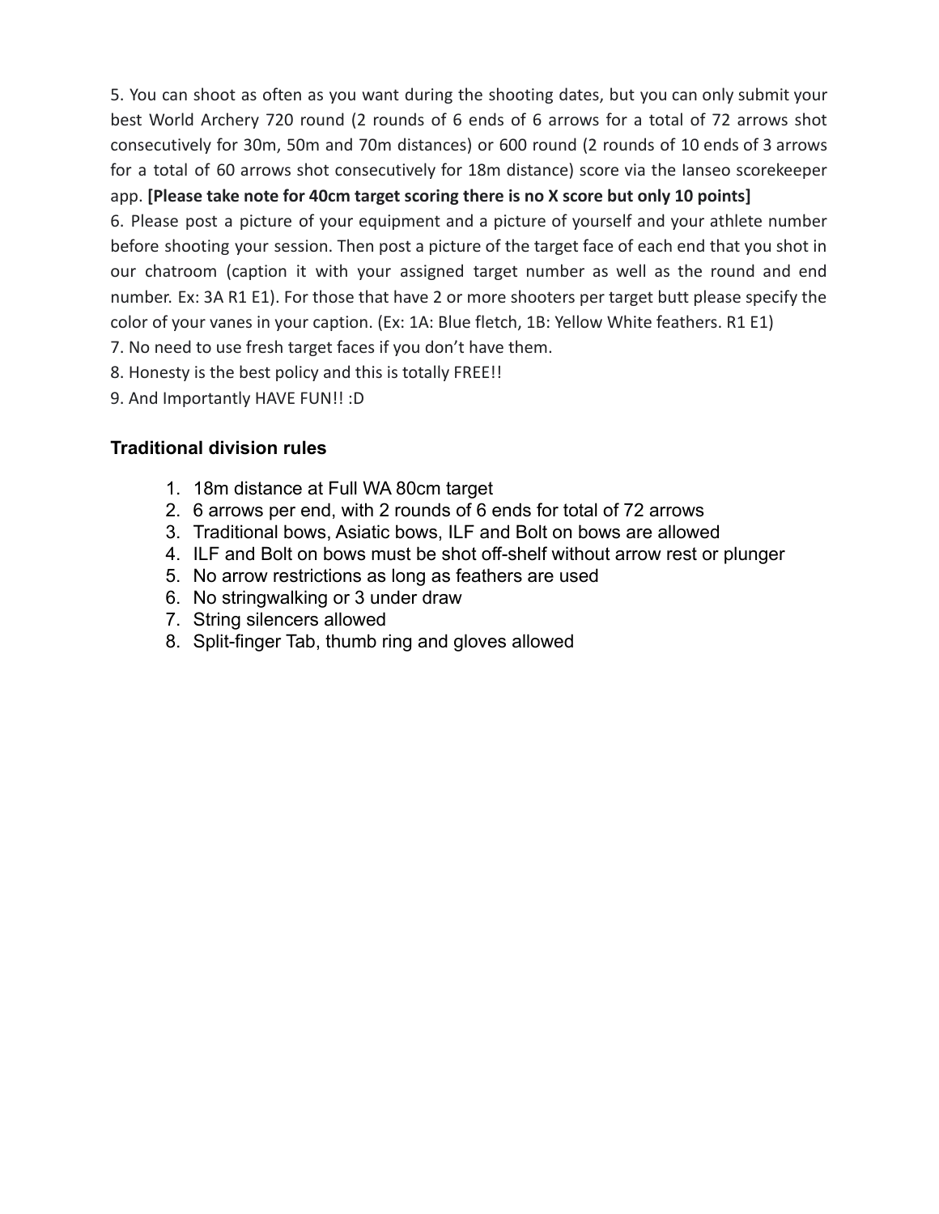5. You can shoot as often as you want during the shooting dates, but you can only submit your best World Archery 720 round (2 rounds of 6 ends of 6 arrows for a total of 72 arrows shot consecutively for 30m, 50m and 70m distances) or 600 round (2 rounds of 10 ends of 3 arrows for a total of 60 arrows shot consecutively for 18m distance) score via the Ianseo scorekeeper app. **[Please take note for 40cm target scoring there is no X score but only 10 points]**

6. Please post a picture of your equipment and a picture of yourself and your athlete number before shooting your session. Then post a picture of the target face of each end that you shot in our chatroom (caption it with your assigned target number as well as the round and end number. Ex: 3A R1 E1). For those that have 2 or more shooters per target butt please specify the color of your vanes in your caption. (Ex: 1A: Blue fletch, 1B: Yellow White feathers. R1 E1)

7. No need to use fresh target faces if you don't have them.

8. Honesty is the best policy and this is totally FREE!!

9. And Importantly HAVE FUN!! :D

### Traditional division rules

1. 18m distance at Full WA 80cm target
2. 6 arrows per end, with 2 rounds of 6 ends for total of 72 arrows
3. Traditional bows, Asiatic bows, ILF and Bolt on bows are allowed
4. ILF and Bolt on bows must be shot off-shelf without arrow rest or plunger
5. No arrow restrictions as long as feathers are used
6. No stringwalking or 3 under draw
7. String silencers allowed
8. Split-finger Tab, thumb ring and gloves allowed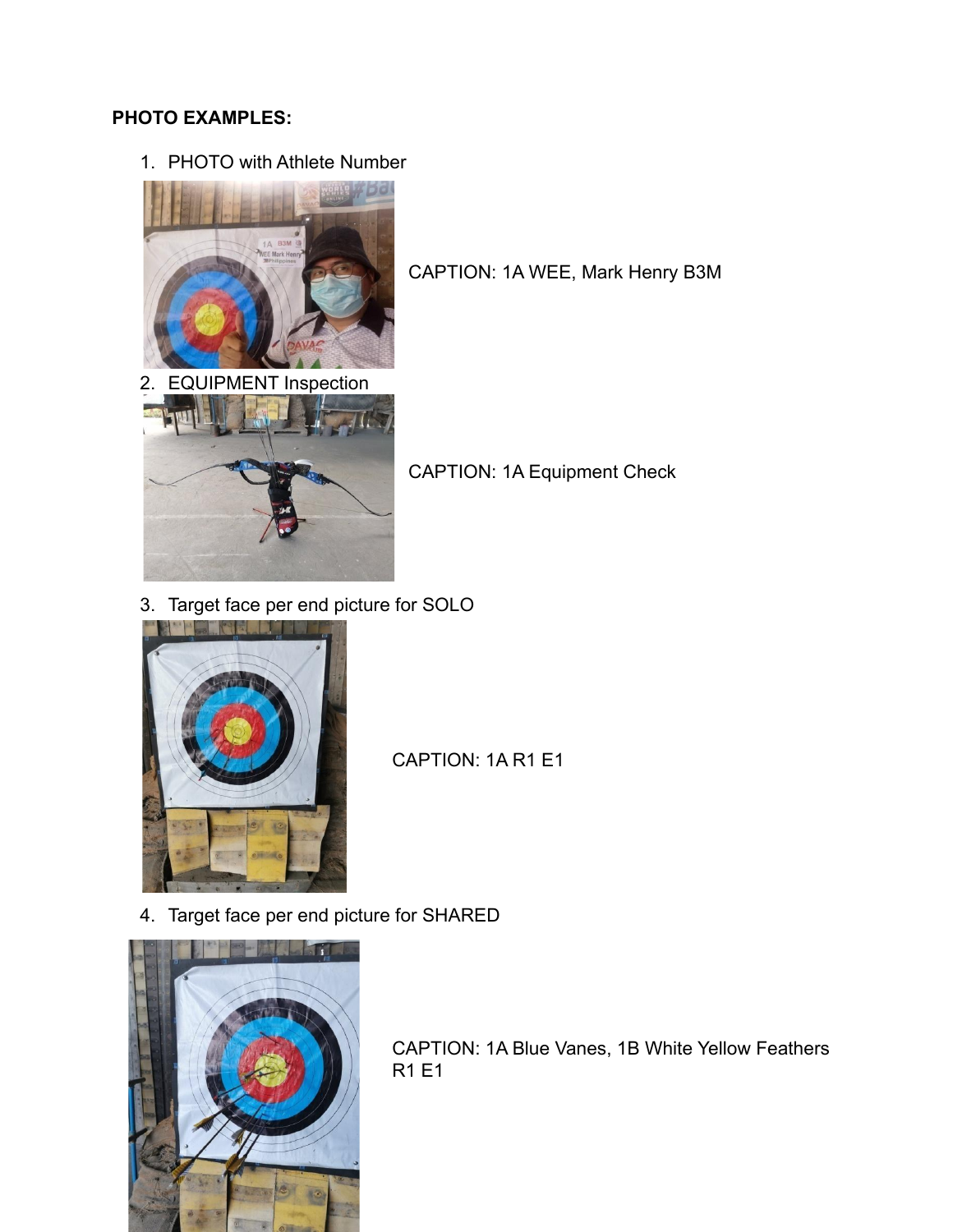**PHOTO EXAMPLES:**

1. PHOTO with Athlete Number

   CAPTION: 1A WEE, Mark Henry B3M

2. EQUIPMENT Inspection

   CAPTION: 1A Equipment Check

3. Target face per end picture for SOLO

   CAPTION: 1A R1 E1

4. Target face per end picture for SHARED

   CAPTION: 1A Blue Vanes, 1B White Yellow Feathers R1 E1